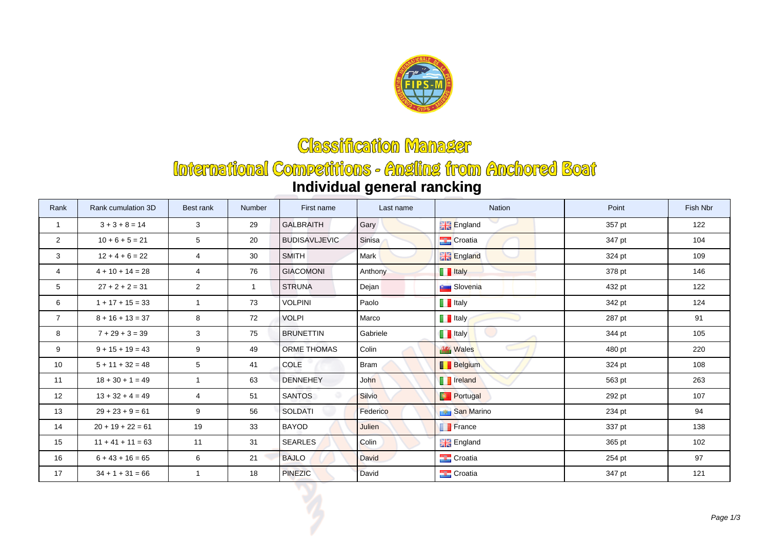# Classification Manager

## International Competitions - Angling from Anchored Boat

### Individual general rancking

| Rank | Rank cumulation 3D | Best rank | Number | First name | Last name | Nation | Point | Fish Nbr |
|---|---|---|---|---|---|---|---|---|
| 1 | 3 + 3 + 8 = 14 | 3 | 29 | GALBRAITH | Gary | England | 357 pt | 122 |
| 2 | 10 + 6 + 5 = 21 | 5 | 20 | BUDISAVLJEVIC | Sinisa | Croatia | 347 pt | 104 |
| 3 | 12 + 4 + 6 = 22 | 4 | 30 | SMITH | Mark | England | 324 pt | 109 |
| 4 | 4 + 10 + 14 = 28 | 4 | 76 | GIACOMONI | Anthony | Italy | 378 pt | 146 |
| 5 | 27 + 2 + 2 = 31 | 2 | 1 | STRUNA | Dejan | Slovenia | 432 pt | 122 |
| 6 | 1 + 17 + 15 = 33 | 1 | 73 | VOLPINI | Paolo | Italy | 342 pt | 124 |
| 7 | 8 + 16 + 13 = 37 | 8 | 72 | VOLPI | Marco | Italy | 287 pt | 91 |
| 8 | 7 + 29 + 3 = 39 | 3 | 75 | BRUNETTIN | Gabriele | Italy | 344 pt | 105 |
| 9 | 9 + 15 + 19 = 43 | 9 | 49 | ORME THOMAS | Colin | Wales | 480 pt | 220 |
| 10 | 5 + 11 + 32 = 48 | 5 | 41 | COLE | Bram | Belgium | 324 pt | 108 |
| 11 | 18 + 30 + 1 = 49 | 1 | 63 | DENNEHEY | John | Ireland | 563 pt | 263 |
| 12 | 13 + 32 + 4 = 49 | 4 | 51 | SANTOS | Silvio | Portugal | 292 pt | 107 |
| 13 | 29 + 23 + 9 = 61 | 9 | 56 | SOLDATI | Federico | San Marino | 234 pt | 94 |
| 14 | 20 + 19 + 22 = 61 | 19 | 33 | BAYOD | Julien | France | 337 pt | 138 |
| 15 | 11 + 41 + 11 = 63 | 11 | 31 | SEARLES | Colin | England | 365 pt | 102 |
| 16 | 6 + 43 + 16 = 65 | 6 | 21 | BAJLO | David | Croatia | 254 pt | 97 |
| 17 | 34 + 1 + 31 = 66 | 1 | 18 | PINEZIC | David | Croatia | 347 pt | 121 |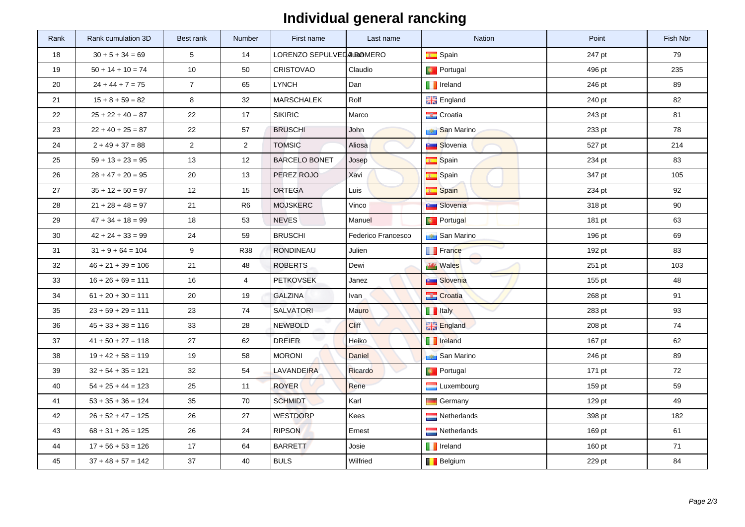# Individual general rancking

| Rank | Rank cumulation 3D | Best rank | Number | First name | Last name | Nation | Point | Fish Nbr |
|---|---|---|---|---|---|---|---|---|
| 18 | 30 + 5 + 34 = 69 | 5 | 14 | LORENZO SEPULVEDA | ROMERO | Spain | 247 pt | 79 |
| 19 | 50 + 14 + 10 = 74 | 10 | 50 | CRISTOVAO | Claudio | Portugal | 496 pt | 235 |
| 20 | 24 + 44 + 7 = 75 | 7 | 65 | LYNCH | Dan | Ireland | 246 pt | 89 |
| 21 | 15 + 8 + 59 = 82 | 8 | 32 | MARSCHALEK | Rolf | England | 240 pt | 82 |
| 22 | 25 + 22 + 40 = 87 | 22 | 17 | SIKIRIC | Marco | Croatia | 243 pt | 81 |
| 23 | 22 + 40 + 25 = 87 | 22 | 57 | BRUSCHI | John | San Marino | 233 pt | 78 |
| 24 | 2 + 49 + 37 = 88 | 2 | 2 | TOMSIC | Aliosa | Slovenia | 527 pt | 214 |
| 25 | 59 + 13 + 23 = 95 | 13 | 12 | BARCELO BONET | Josep | Spain | 234 pt | 83 |
| 26 | 28 + 47 + 20 = 95 | 20 | 13 | PEREZ ROJO | Xavi | Spain | 347 pt | 105 |
| 27 | 35 + 12 + 50 = 97 | 12 | 15 | ORTEGA | Luis | Spain | 234 pt | 92 |
| 28 | 21 + 28 + 48 = 97 | 21 | R6 | MOJSKERC | Vinco | Slovenia | 318 pt | 90 |
| 29 | 47 + 34 + 18 = 99 | 18 | 53 | NEVES | Manuel | Portugal | 181 pt | 63 |
| 30 | 42 + 24 + 33 = 99 | 24 | 59 | BRUSCHI | Federico Francesco | San Marino | 196 pt | 69 |
| 31 | 31 + 9 + 64 = 104 | 9 | R38 | RONDINEAU | Julien | France | 192 pt | 83 |
| 32 | 46 + 21 + 39 = 106 | 21 | 48 | ROBERTS | Dewi | Wales | 251 pt | 103 |
| 33 | 16 + 26 + 69 = 111 | 16 | 4 | PETKOVSEK | Janez | Slovenia | 155 pt | 48 |
| 34 | 61 + 20 + 30 = 111 | 20 | 19 | GALZINA | Ivan | Croatia | 268 pt | 91 |
| 35 | 23 + 59 + 29 = 111 | 23 | 74 | SALVATORI | Mauro | Italy | 283 pt | 93 |
| 36 | 45 + 33 + 38 = 116 | 33 | 28 | NEWBOLD | Cliff | England | 208 pt | 74 |
| 37 | 41 + 50 + 27 = 118 | 27 | 62 | DREIER | Heiko | Ireland | 167 pt | 62 |
| 38 | 19 + 42 + 58 = 119 | 19 | 58 | MORONI | Daniel | San Marino | 246 pt | 89 |
| 39 | 32 + 54 + 35 = 121 | 32 | 54 | LAVANDEIRA | Ricardo | Portugal | 171 pt | 72 |
| 40 | 54 + 25 + 44 = 123 | 25 | 11 | ROYER | Rene | Luxembourg | 159 pt | 59 |
| 41 | 53 + 35 + 36 = 124 | 35 | 70 | SCHMIDT | Karl | Germany | 129 pt | 49 |
| 42 | 26 + 52 + 47 = 125 | 26 | 27 | WESTDORP | Kees | Netherlands | 398 pt | 182 |
| 43 | 68 + 31 + 26 = 125 | 26 | 24 | RIPSON | Ernest | Netherlands | 169 pt | 61 |
| 44 | 17 + 56 + 53 = 126 | 17 | 64 | BARRETT | Josie | Ireland | 160 pt | 71 |
| 45 | 37 + 48 + 57 = 142 | 37 | 40 | BULS | Wilfried | Belgium | 229 pt | 84 |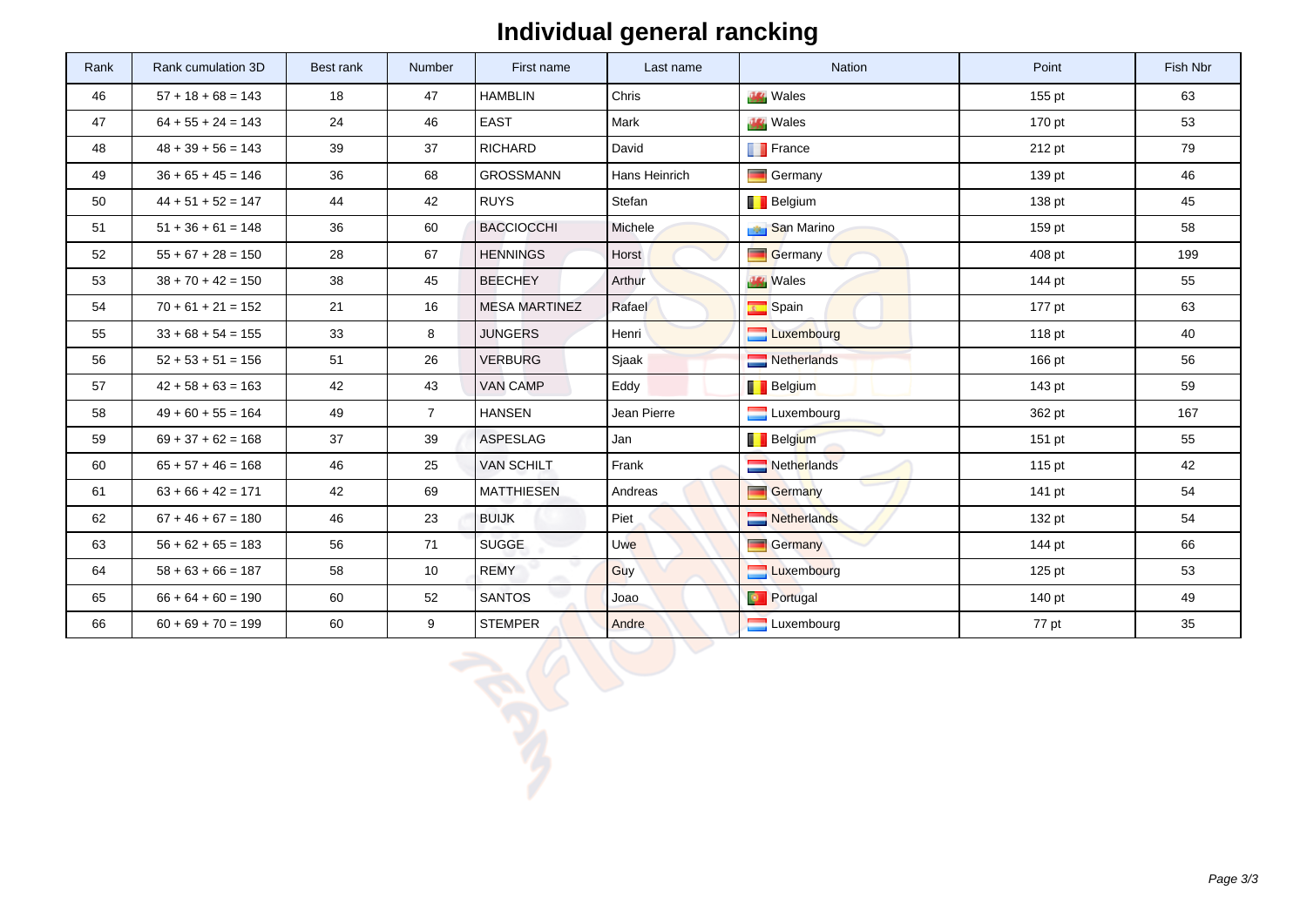# Individual general rancking

| Rank | Rank cumulation 3D | Best rank | Number | First name | Last name | Nation | Point | Fish Nbr |
|---|---|---|---|---|---|---|---|---|
| 46 | 57 + 18 + 68 = 143 | 18 | 47 | HAMBLIN | Chris | Wales | 155 pt | 63 |
| 47 | 64 + 55 + 24 = 143 | 24 | 46 | EAST | Mark | Wales | 170 pt | 53 |
| 48 | 48 + 39 + 56 = 143 | 39 | 37 | RICHARD | David | France | 212 pt | 79 |
| 49 | 36 + 65 + 45 = 146 | 36 | 68 | GROSSMANN | Hans Heinrich | Germany | 139 pt | 46 |
| 50 | 44 + 51 + 52 = 147 | 44 | 42 | RUYS | Stefan | Belgium | 138 pt | 45 |
| 51 | 51 + 36 + 61 = 148 | 36 | 60 | BACCIOCCHI | Michele | San Marino | 159 pt | 58 |
| 52 | 55 + 67 + 28 = 150 | 28 | 67 | HENNINGS | Horst | Germany | 408 pt | 199 |
| 53 | 38 + 70 + 42 = 150 | 38 | 45 | BEECHEY | Arthur | Wales | 144 pt | 55 |
| 54 | 70 + 61 + 21 = 152 | 21 | 16 | MESA MARTINEZ | Rafael | Spain | 177 pt | 63 |
| 55 | 33 + 68 + 54 = 155 | 33 | 8 | JUNGERS | Henri | Luxembourg | 118 pt | 40 |
| 56 | 52 + 53 + 51 = 156 | 51 | 26 | VERBURG | Sjaak | Netherlands | 166 pt | 56 |
| 57 | 42 + 58 + 63 = 163 | 42 | 43 | VAN CAMP | Eddy | Belgium | 143 pt | 59 |
| 58 | 49 + 60 + 55 = 164 | 49 | 7 | HANSEN | Jean Pierre | Luxembourg | 362 pt | 167 |
| 59 | 69 + 37 + 62 = 168 | 37 | 39 | ASPESLAG | Jan | Belgium | 151 pt | 55 |
| 60 | 65 + 57 + 46 = 168 | 46 | 25 | VAN SCHILT | Frank | Netherlands | 115 pt | 42 |
| 61 | 63 + 66 + 42 = 171 | 42 | 69 | MATTHIESEN | Andreas | Germany | 141 pt | 54 |
| 62 | 67 + 46 + 67 = 180 | 46 | 23 | BUIJK | Piet | Netherlands | 132 pt | 54 |
| 63 | 56 + 62 + 65 = 183 | 56 | 71 | SUGGE | Uwe | Germany | 144 pt | 66 |
| 64 | 58 + 63 + 66 = 187 | 58 | 10 | REMY | Guy | Luxembourg | 125 pt | 53 |
| 65 | 66 + 64 + 60 = 190 | 60 | 52 | SANTOS | Joao | Portugal | 140 pt | 49 |
| 66 | 60 + 69 + 70 = 199 | 60 | 9 | STEMPER | Andre | Luxembourg | 77 pt | 35 |